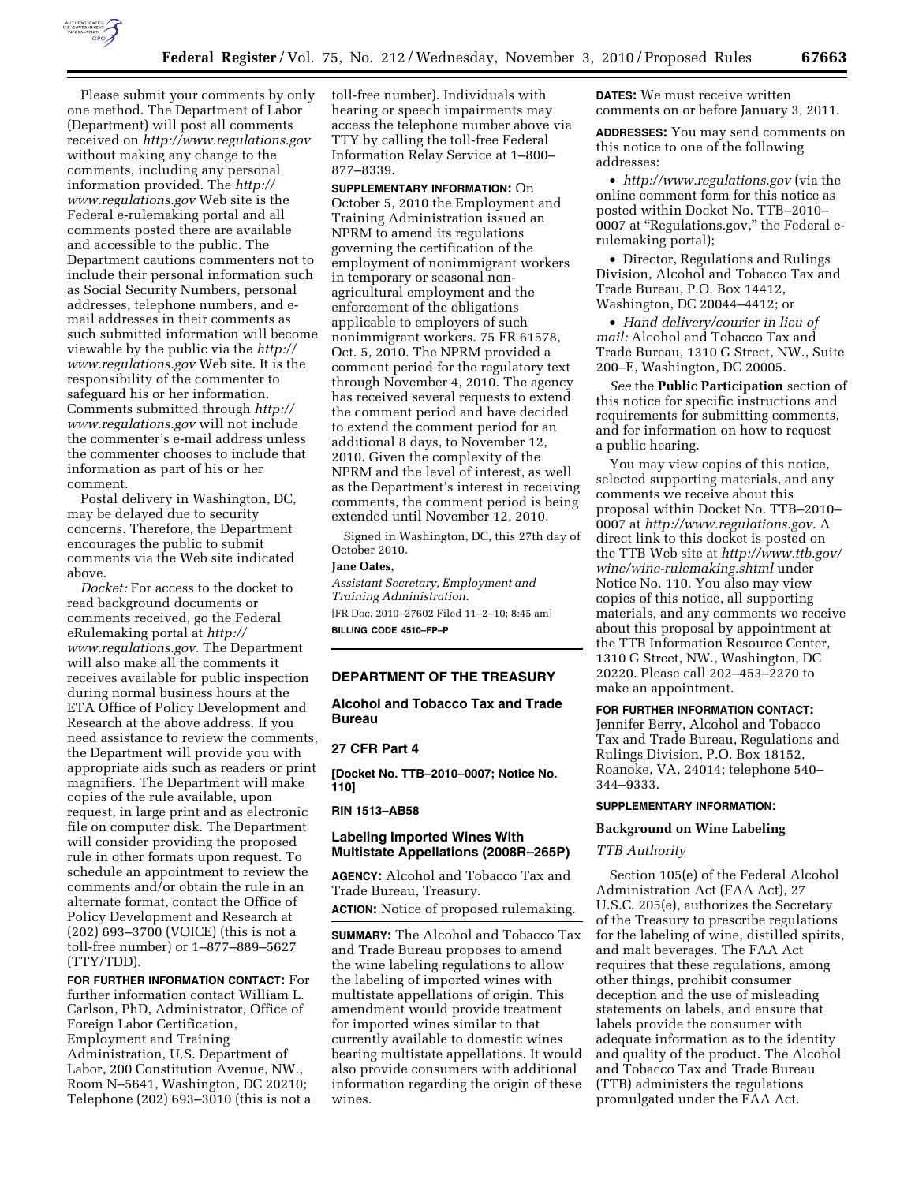Please submit your comments by only one method. The Department of Labor (Department) will post all comments received on *http://www.regulations.gov* without making any change to the comments, including any personal information provided. The *http://www.regulations.gov* Web site is the Federal e-rulemaking portal and all comments posted there are available and accessible to the public. The Department cautions commenters not to include their personal information such as Social Security Numbers, personal addresses, telephone numbers, and e-mail addresses in their comments as such submitted information will become viewable by the public via the *http://www.regulations.gov* Web site. It is the responsibility of the commenter to safeguard his or her information. Comments submitted through *http://www.regulations.gov* will not include the commenter's e-mail address unless the commenter chooses to include that information as part of his or her comment.

Postal delivery in Washington, DC, may be delayed due to security concerns. Therefore, the Department encourages the public to submit comments via the Web site indicated above.

*Docket:* For access to the docket to read background documents or comments received, go the Federal eRulemaking portal at *http://www.regulations.gov*. The Department will also make all the comments it receives available for public inspection during normal business hours at the ETA Office of Policy Development and Research at the above address. If you need assistance to review the comments, the Department will provide you with appropriate aids such as readers or print magnifiers. The Department will make copies of the rule available, upon request, in large print and as electronic file on computer disk. The Department will consider providing the proposed rule in other formats upon request. To schedule an appointment to review the comments and/or obtain the rule in an alternate format, contact the Office of Policy Development and Research at (202) 693–3700 (VOICE) (this is not a toll-free number) or 1–877–889–5627 (TTY/TDD).

**FOR FURTHER INFORMATION CONTACT:** For further information contact William L. Carlson, PhD, Administrator, Office of Foreign Labor Certification, Employment and Training Administration, U.S. Department of Labor, 200 Constitution Avenue, NW., Room N–5641, Washington, DC 20210; Telephone (202) 693–3010 (this is not a toll-free number). Individuals with hearing or speech impairments may access the telephone number above via TTY by calling the toll-free Federal Information Relay Service at 1–800–877–8339.

**SUPPLEMENTARY INFORMATION:** On October 5, 2010 the Employment and Training Administration issued an NPRM to amend its regulations governing the certification of the employment of nonimmigrant workers in temporary or seasonal non-agricultural employment and the enforcement of the obligations applicable to employers of such nonimmigrant workers. 75 FR 61578, Oct. 5, 2010. The NPRM provided a comment period for the regulatory text through November 4, 2010. The agency has received several requests to extend the comment period and have decided to extend the comment period for an additional 8 days, to November 12, 2010. Given the complexity of the NPRM and the level of interest, as well as the Department's interest in receiving comments, the comment period is being extended until November 12, 2010.

Signed in Washington, DC, this 27th day of October 2010.

**Jane Oates,**

*Assistant Secretary, Employment and Training Administration.*

[FR Doc. 2010–27602 Filed 11–2–10; 8:45 am]

**BILLING CODE 4510–FP–P**

---

## DEPARTMENT OF THE TREASURY

### Alcohol and Tobacco Tax and Trade Bureau

### 27 CFR Part 4

**[Docket No. TTB–2010–0007; Notice No. 110]**

**RIN 1513–AB58**

### Labeling Imported Wines With Multistate Appellations (2008R–265P)

**AGENCY:** Alcohol and Tobacco Tax and Trade Bureau, Treasury.

**ACTION:** Notice of proposed rulemaking.

**SUMMARY:** The Alcohol and Tobacco Tax and Trade Bureau proposes to amend the wine labeling regulations to allow the labeling of imported wines with multistate appellations of origin. This amendment would provide treatment for imported wines similar to that currently available to domestic wines bearing multistate appellations. It would also provide consumers with additional information regarding the origin of these wines.

**DATES:** We must receive written comments on or before January 3, 2011.

**ADDRESSES:** You may send comments on this notice to one of the following addresses:

- *http://www.regulations.gov* (via the online comment form for this notice as posted within Docket No. TTB–2010–0007 at "Regulations.gov," the Federal e-rulemaking portal);
- Director, Regulations and Rulings Division, Alcohol and Tobacco Tax and Trade Bureau, P.O. Box 14412, Washington, DC 20044–4412; or
- *Hand delivery/courier in lieu of mail:* Alcohol and Tobacco Tax and Trade Bureau, 1310 G Street, NW., Suite 200–E, Washington, DC 20005.

*See* the **Public Participation** section of this notice for specific instructions and requirements for submitting comments, and for information on how to request a public hearing.

You may view copies of this notice, selected supporting materials, and any comments we receive about this proposal within Docket No. TTB–2010–0007 at *http://www.regulations.gov.* A direct link to this docket is posted on the TTB Web site at *http://www.ttb.gov/wine/wine-rulemaking.shtml* under Notice No. 110. You also may view copies of this notice, all supporting materials, and any comments we receive about this proposal by appointment at the TTB Information Resource Center, 1310 G Street, NW., Washington, DC 20220. Please call 202–453–2270 to make an appointment.

**FOR FURTHER INFORMATION CONTACT:** Jennifer Berry, Alcohol and Tobacco Tax and Trade Bureau, Regulations and Rulings Division, P.O. Box 18152, Roanoke, VA, 24014; telephone 540–344–9333.

**SUPPLEMENTARY INFORMATION:**

#### Background on Wine Labeling

*TTB Authority*

Section 105(e) of the Federal Alcohol Administration Act (FAA Act), 27 U.S.C. 205(e), authorizes the Secretary of the Treasury to prescribe regulations for the labeling of wine, distilled spirits, and malt beverages. The FAA Act requires that these regulations, among other things, prohibit consumer deception and the use of misleading statements on labels, and ensure that labels provide the consumer with adequate information as to the identity and quality of the product. The Alcohol and Tobacco Tax and Trade Bureau (TTB) administers the regulations promulgated under the FAA Act.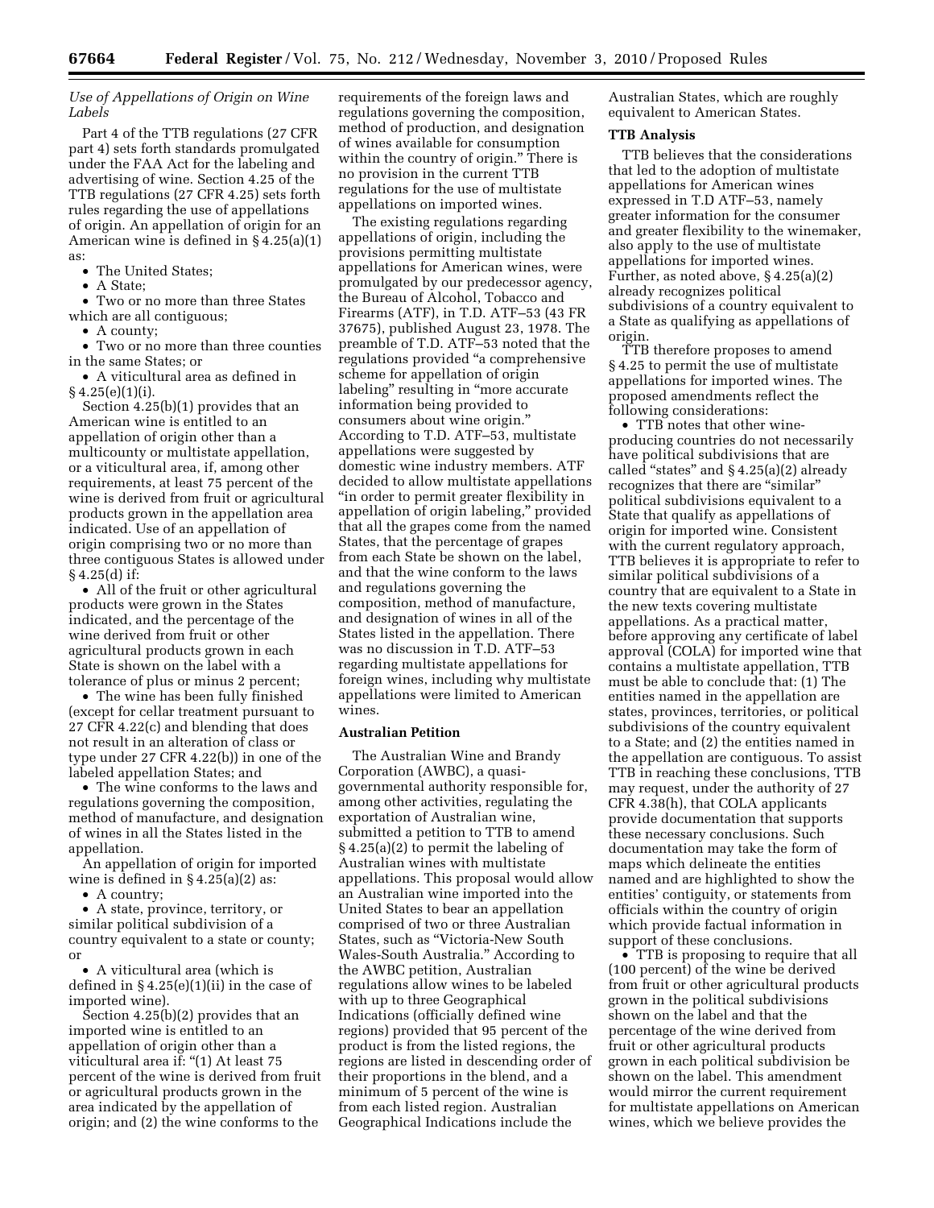*Use of Appellations of Origin on Wine Labels*

Part 4 of the TTB regulations (27 CFR part 4) sets forth standards promulgated under the FAA Act for the labeling and advertising of wine. Section 4.25 of the TTB regulations (27 CFR 4.25) sets forth rules regarding the use of appellations of origin. An appellation of origin for an American wine is defined in § 4.25(a)(1) as:

- The United States;
- A State;
- Two or no more than three States which are all contiguous;
- A county;
- Two or no more than three counties in the same States; or
- A viticultural area as defined in § 4.25(e)(1)(i).

Section 4.25(b)(1) provides that an American wine is entitled to an appellation of origin other than a multicounty or multistate appellation, or a viticultural area, if, among other requirements, at least 75 percent of the wine is derived from fruit or agricultural products grown in the appellation area indicated. Use of an appellation of origin comprising two or no more than three contiguous States is allowed under § 4.25(d) if:

- All of the fruit or other agricultural products were grown in the States indicated, and the percentage of the wine derived from fruit or other agricultural products grown in each State is shown on the label with a tolerance of plus or minus 2 percent;
- The wine has been fully finished (except for cellar treatment pursuant to 27 CFR 4.22(c) and blending that does not result in an alteration of class or type under 27 CFR 4.22(b)) in one of the labeled appellation States; and
- The wine conforms to the laws and regulations governing the composition, method of manufacture, and designation of wines in all the States listed in the appellation.

An appellation of origin for imported wine is defined in § 4.25(a)(2) as:

- A country;
- A state, province, territory, or similar political subdivision of a country equivalent to a state or county; or
- A viticultural area (which is defined in § 4.25(e)(1)(ii) in the case of imported wine).

Section 4.25(b)(2) provides that an imported wine is entitled to an appellation of origin other than a viticultural area if: "(1) At least 75 percent of the wine is derived from fruit or agricultural products grown in the area indicated by the appellation of origin; and (2) the wine conforms to the requirements of the foreign laws and regulations governing the composition, method of production, and designation of wines available for consumption within the country of origin." There is no provision in the current TTB regulations for the use of multistate appellations on imported wines.

The existing regulations regarding appellations of origin, including the provisions permitting multistate appellations for American wines, were promulgated by our predecessor agency, the Bureau of Alcohol, Tobacco and Firearms (ATF), in T.D. ATF–53 (43 FR 37675), published August 23, 1978. The preamble of T.D. ATF–53 noted that the regulations provided "a comprehensive scheme for appellation of origin labeling" resulting in "more accurate information being provided to consumers about wine origin." According to T.D. ATF–53, multistate appellations were suggested by domestic wine industry members. ATF decided to allow multistate appellations "in order to permit greater flexibility in appellation of origin labeling," provided that all the grapes come from the named States, that the percentage of grapes from each State be shown on the label, and that the wine conform to the laws and regulations governing the composition, method of manufacture, and designation of wines in all of the States listed in the appellation. There was no discussion in T.D. ATF–53 regarding multistate appellations for foreign wines, including why multistate appellations were limited to American wines.

## Australian Petition

The Australian Wine and Brandy Corporation (AWBC), a quasi-governmental authority responsible for, among other activities, regulating the exportation of Australian wine, submitted a petition to TTB to amend § 4.25(a)(2) to permit the labeling of Australian wines with multistate appellations. This proposal would allow an Australian wine imported into the United States to bear an appellation comprised of two or three Australian States, such as "Victoria-New South Wales-South Australia." According to the AWBC petition, Australian regulations allow wines to be labeled with up to three Geographical Indications (officially defined wine regions) provided that 95 percent of the product is from the listed regions, the regions are listed in descending order of their proportions in the blend, and a minimum of 5 percent of the wine is from each listed region. Australian Geographical Indications include the Australian States, which are roughly equivalent to American States.

## TTB Analysis

TTB believes that the considerations that led to the adoption of multistate appellations for American wines expressed in T.D ATF–53, namely greater information for the consumer and greater flexibility to the winemaker, also apply to the use of multistate appellations for imported wines. Further, as noted above, § 4.25(a)(2) already recognizes political subdivisions of a country equivalent to a State as qualifying as appellations of origin.

TTB therefore proposes to amend § 4.25 to permit the use of multistate appellations for imported wines. The proposed amendments reflect the following considerations:

- TTB notes that other wine-producing countries do not necessarily have political subdivisions that are called "states" and § 4.25(a)(2) already recognizes that there are "similar" political subdivisions equivalent to a State that qualify as appellations of origin for imported wine. Consistent with the current regulatory approach, TTB believes it is appropriate to refer to similar political subdivisions of a country that are equivalent to a State in the new texts covering multistate appellations. As a practical matter, before approving any certificate of label approval (COLA) for imported wine that contains a multistate appellation, TTB must be able to conclude that: (1) The entities named in the appellation are states, provinces, territories, or political subdivisions of the country equivalent to a State; and (2) the entities named in the appellation are contiguous. To assist TTB in reaching these conclusions, TTB may request, under the authority of 27 CFR 4.38(h), that COLA applicants provide documentation that supports these necessary conclusions. Such documentation may take the form of maps which delineate the entities named and are highlighted to show the entities' contiguity, or statements from officials within the country of origin which provide factual information in support of these conclusions.
- TTB is proposing to require that all (100 percent) of the wine be derived from fruit or other agricultural products grown in the political subdivisions shown on the label and that the percentage of the wine derived from fruit or other agricultural products grown in each political subdivision be shown on the label. This amendment would mirror the current requirement for multistate appellations on American wines, which we believe provides the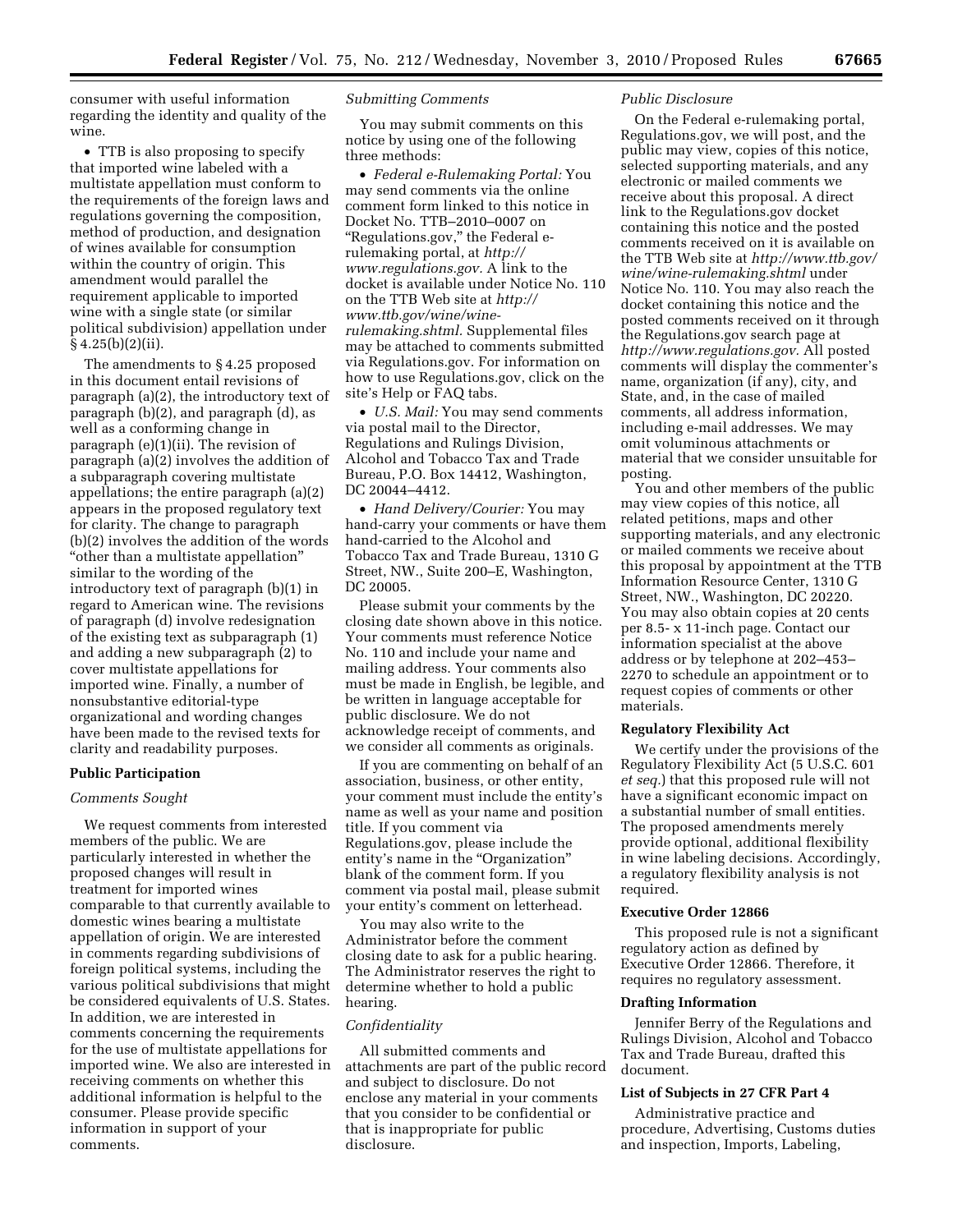consumer with useful information regarding the identity and quality of the wine.

- TTB is also proposing to specify that imported wine labeled with a multistate appellation must conform to the requirements of the foreign laws and regulations governing the composition, method of production, and designation of wines available for consumption within the country of origin. This amendment would parallel the requirement applicable to imported wine with a single state (or similar political subdivision) appellation under § 4.25(b)(2)(ii).

The amendments to § 4.25 proposed in this document entail revisions of paragraph (a)(2), the introductory text of paragraph (b)(2), and paragraph (d), as well as a conforming change in paragraph (e)(1)(ii). The revision of paragraph (a)(2) involves the addition of a subparagraph covering multistate appellations; the entire paragraph (a)(2) appears in the proposed regulatory text for clarity. The change to paragraph (b)(2) involves the addition of the words "other than a multistate appellation" similar to the wording of the introductory text of paragraph (b)(1) in regard to American wine. The revisions of paragraph (d) involve redesignation of the existing text as subparagraph (1) and adding a new subparagraph (2) to cover multistate appellations for imported wine. Finally, a number of nonsubstantive editorial-type organizational and wording changes have been made to the revised texts for clarity and readability purposes.

## Public Participation

### *Comments Sought*

We request comments from interested members of the public. We are particularly interested in whether the proposed changes will result in treatment for imported wines comparable to that currently available to domestic wines bearing a multistate appellation of origin. We are interested in comments regarding subdivisions of foreign political systems, including the various political subdivisions that might be considered equivalents of U.S. States. In addition, we are interested in comments concerning the requirements for the use of multistate appellations for imported wine. We also are interested in receiving comments on whether this additional information is helpful to the consumer. Please provide specific information in support of your comments.

### *Submitting Comments*

You may submit comments on this notice by using one of the following three methods:

- *Federal e-Rulemaking Portal:* You may send comments via the online comment form linked to this notice in Docket No. TTB–2010–0007 on "Regulations.gov," the Federal e-rulemaking portal, at *http://www.regulations.gov.* A link to the docket is available under Notice No. 110 on the TTB Web site at *http://www.ttb.gov/wine/wine-rulemaking.shtml.* Supplemental files may be attached to comments submitted via Regulations.gov. For information on how to use Regulations.gov, click on the site's Help or FAQ tabs.
- *U.S. Mail:* You may send comments via postal mail to the Director, Regulations and Rulings Division, Alcohol and Tobacco Tax and Trade Bureau, P.O. Box 14412, Washington, DC 20044–4412.
- *Hand Delivery/Courier:* You may hand-carry your comments or have them hand-carried to the Alcohol and Tobacco Tax and Trade Bureau, 1310 G Street, NW., Suite 200–E, Washington, DC 20005.

Please submit your comments by the closing date shown above in this notice. Your comments must reference Notice No. 110 and include your name and mailing address. Your comments also must be made in English, be legible, and be written in language acceptable for public disclosure. We do not acknowledge receipt of comments, and we consider all comments as originals.

If you are commenting on behalf of an association, business, or other entity, your comment must include the entity's name as well as your name and position title. If you comment via Regulations.gov, please include the entity's name in the "Organization" blank of the comment form. If you comment via postal mail, please submit your entity's comment on letterhead.

You may also write to the Administrator before the comment closing date to ask for a public hearing. The Administrator reserves the right to determine whether to hold a public hearing.

### *Confidentiality*

All submitted comments and attachments are part of the public record and subject to disclosure. Do not enclose any material in your comments that you consider to be confidential or that is inappropriate for public disclosure.

### *Public Disclosure*

On the Federal e-rulemaking portal, Regulations.gov, we will post, and the public may view, copies of this notice, selected supporting materials, and any electronic or mailed comments we receive about this proposal. A direct link to the Regulations.gov docket containing this notice and the posted comments received on it is available on the TTB Web site at *http://www.ttb.gov/wine/wine-rulemaking.shtml* under Notice No. 110. You may also reach the docket containing this notice and the posted comments received on it through the Regulations.gov search page at *http://www.regulations.gov.* All posted comments will display the commenter's name, organization (if any), city, and State, and, in the case of mailed comments, all address information, including e-mail addresses. We may omit voluminous attachments or material that we consider unsuitable for posting.

You and other members of the public may view copies of this notice, all related petitions, maps and other supporting materials, and any electronic or mailed comments we receive about this proposal by appointment at the TTB Information Resource Center, 1310 G Street, NW., Washington, DC 20220. You may also obtain copies at 20 cents per 8.5- x 11-inch page. Contact our information specialist at the above address or by telephone at 202–453–2270 to schedule an appointment or to request copies of comments or other materials.

## Regulatory Flexibility Act

We certify under the provisions of the Regulatory Flexibility Act (5 U.S.C. 601 *et seq.*) that this proposed rule will not have a significant economic impact on a substantial number of small entities. The proposed amendments merely provide optional, additional flexibility in wine labeling decisions. Accordingly, a regulatory flexibility analysis is not required.

## Executive Order 12866

This proposed rule is not a significant regulatory action as defined by Executive Order 12866. Therefore, it requires no regulatory assessment.

## Drafting Information

Jennifer Berry of the Regulations and Rulings Division, Alcohol and Tobacco Tax and Trade Bureau, drafted this document.

## List of Subjects in 27 CFR Part 4

Administrative practice and procedure, Advertising, Customs duties and inspection, Imports, Labeling,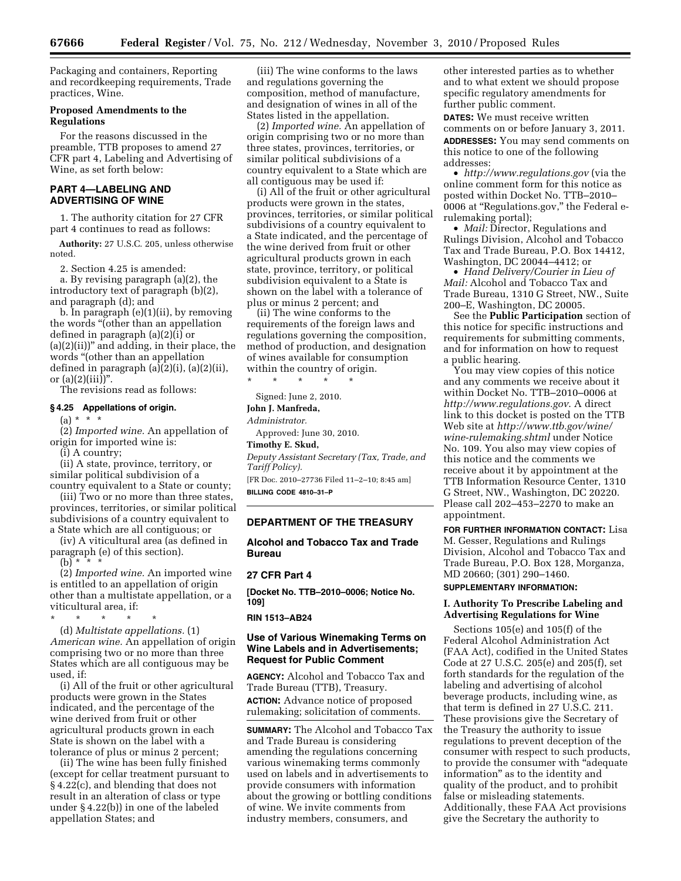Packaging and containers, Reporting and recordkeeping requirements, Trade practices, Wine.

### Proposed Amendments to the Regulations

For the reasons discussed in the preamble, TTB proposes to amend 27 CFR part 4, Labeling and Advertising of Wine, as set forth below:

## PART 4—LABELING AND ADVERTISING OF WINE

1. The authority citation for 27 CFR part 4 continues to read as follows:

**Authority:** 27 U.S.C. 205, unless otherwise noted.

2. Section 4.25 is amended:

a. By revising paragraph (a)(2), the introductory text of paragraph (b)(2), and paragraph (d); and

b. In paragraph (e)(1)(ii), by removing the words "(other than an appellation defined in paragraph (a)(2)(i) or (a)(2)(ii))" and adding, in their place, the words "(other than an appellation defined in paragraph (a)(2)(i), (a)(2)(ii), or (a)(2)(iii))".

The revisions read as follows:

### § 4.25 Appellations of origin.

(a) * * *

(2) *Imported wine.* An appellation of origin for imported wine is:

(i) A country;

(ii) A state, province, territory, or similar political subdivision of a country equivalent to a State or county;

(iii) Two or no more than three states, provinces, territories, or similar political subdivisions of a country equivalent to a State which are all contiguous; or

(iv) A viticultural area (as defined in paragraph (e) of this section).

(b) * * *

(2) *Imported wine.* An imported wine is entitled to an appellation of origin other than a multistate appellation, or a viticultural area, if:

\* \* \* \* \*

(d) *Multistate appellations.* (1) *American wine.* An appellation of origin comprising two or no more than three States which are all contiguous may be used, if:

(i) All of the fruit or other agricultural products were grown in the States indicated, and the percentage of the wine derived from fruit or other agricultural products grown in each State is shown on the label with a tolerance of plus or minus 2 percent;

(ii) The wine has been fully finished (except for cellar treatment pursuant to § 4.22(c), and blending that does not result in an alteration of class or type under § 4.22(b)) in one of the labeled appellation States; and

(iii) The wine conforms to the laws and regulations governing the composition, method of manufacture, and designation of wines in all of the States listed in the appellation.

(2) *Imported wine.* An appellation of origin comprising two or no more than three states, provinces, territories, or similar political subdivisions of a country equivalent to a State which are all contiguous may be used if:

(i) All of the fruit or other agricultural products were grown in the states, provinces, territories, or similar political subdivisions of a country equivalent to a State indicated, and the percentage of the wine derived from fruit or other agricultural products grown in each state, province, territory, or political subdivision equivalent to a State is shown on the label with a tolerance of plus or minus 2 percent; and

(ii) The wine conforms to the requirements of the foreign laws and regulations governing the composition, method of production, and designation of wines available for consumption within the country of origin.

\* \* \* \* \*

Signed: June 2, 2010.

**John J. Manfreda,**

*Administrator.*

Approved: June 30, 2010.

**Timothy E. Skud,**

*Deputy Assistant Secretary (Tax, Trade, and Tariff Policy).*

[FR Doc. 2010–27736 Filed 11–2–10; 8:45 am]

**BILLING CODE 4810–31–P**

---

## DEPARTMENT OF THE TREASURY

## Alcohol and Tobacco Tax and Trade Bureau

## 27 CFR Part 4

**[Docket No. TTB–2010–0006; Notice No. 109]**

**RIN 1513–AB24**

## Use of Various Winemaking Terms on Wine Labels and in Advertisements; Request for Public Comment

**AGENCY:** Alcohol and Tobacco Tax and Trade Bureau (TTB), Treasury.

**ACTION:** Advance notice of proposed rulemaking; solicitation of comments.

**SUMMARY:** The Alcohol and Tobacco Tax and Trade Bureau is considering amending the regulations concerning various winemaking terms commonly used on labels and in advertisements to provide consumers with information about the growing or bottling conditions of wine. We invite comments from industry members, consumers, and other interested parties as to whether and to what extent we should propose specific regulatory amendments for further public comment.

**DATES:** We must receive written comments on or before January 3, 2011.

**ADDRESSES:** You may send comments on this notice to one of the following addresses:

- *http://www.regulations.gov* (via the online comment form for this notice as posted within Docket No. TTB–2010–0006 at "Regulations.gov," the Federal e-rulemaking portal);
- *Mail:* Director, Regulations and Rulings Division, Alcohol and Tobacco Tax and Trade Bureau, P.O. Box 14412, Washington, DC 20044–4412; or
- *Hand Delivery/Courier in Lieu of Mail:* Alcohol and Tobacco Tax and Trade Bureau, 1310 G Street, NW., Suite 200–E, Washington, DC 20005.

See the **Public Participation** section of this notice for specific instructions and requirements for submitting comments, and for information on how to request a public hearing.

You may view copies of this notice and any comments we receive about it within Docket No. TTB–2010–0006 at *http://www.regulations.gov.* A direct link to this docket is posted on the TTB Web site at *http://www.ttb.gov/wine/wine-rulemaking.shtml* under Notice No. 109. You also may view copies of this notice and the comments we receive about it by appointment at the TTB Information Resource Center, 1310 G Street, NW., Washington, DC 20220. Please call 202–453–2270 to make an appointment.

**FOR FURTHER INFORMATION CONTACT:** Lisa M. Gesser, Regulations and Rulings Division, Alcohol and Tobacco Tax and Trade Bureau, P.O. Box 128, Morganza, MD 20660; (301) 290–1460.

**SUPPLEMENTARY INFORMATION:**

### I. Authority To Prescribe Labeling and Advertising Regulations for Wine

Sections 105(e) and 105(f) of the Federal Alcohol Administration Act (FAA Act), codified in the United States Code at 27 U.S.C. 205(e) and 205(f), set forth standards for the regulation of the labeling and advertising of alcohol beverage products, including wine, as that term is defined in 27 U.S.C. 211. These provisions give the Secretary of the Treasury the authority to issue regulations to prevent deception of the consumer with respect to such products, to provide the consumer with "adequate information" as to the identity and quality of the product, and to prohibit false or misleading statements. Additionally, these FAA Act provisions give the Secretary the authority to